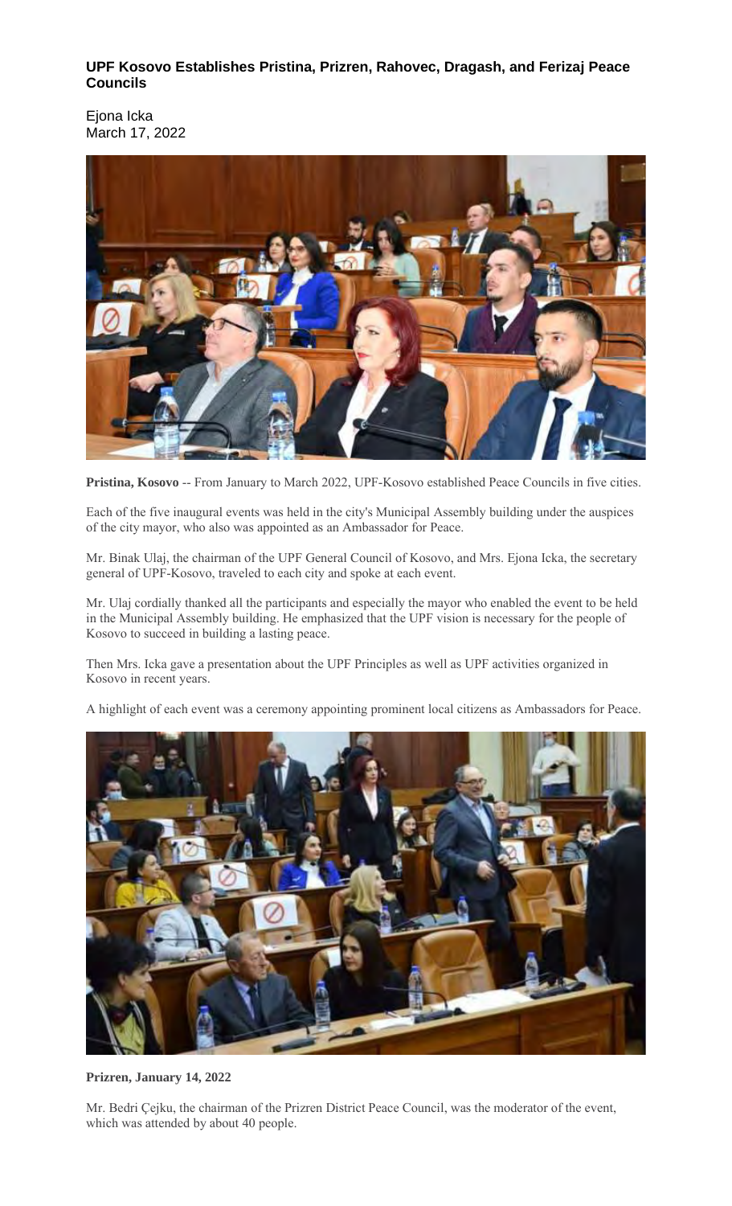## UPF Kosovo Establishes Pristina, Prizren, Rahovec, Dragash, and Ferizaj Peace Councils

Ejona Icka
March 17, 2022

**Pristina, Kosovo** -- From January to March 2022, UPF-Kosovo established Peace Councils in five cities.

Each of the five inaugural events was held in the city's Municipal Assembly building under the auspices of the city mayor, who also was appointed as an Ambassador for Peace.

Mr. Binak Ulaj, the chairman of the UPF General Council of Kosovo, and Mrs. Ejona Icka, the secretary general of UPF-Kosovo, traveled to each city and spoke at each event.

Mr. Ulaj cordially thanked all the participants and especially the mayor who enabled the event to be held in the Municipal Assembly building. He emphasized that the UPF vision is necessary for the people of Kosovo to succeed in building a lasting peace.

Then Mrs. Icka gave a presentation about the UPF Principles as well as UPF activities organized in Kosovo in recent years.

A highlight of each event was a ceremony appointing prominent local citizens as Ambassadors for Peace.

**Prizren, January 14, 2022**

Mr. Bedri Çejku, the chairman of the Prizren District Peace Council, was the moderator of the event, which was attended by about 40 people.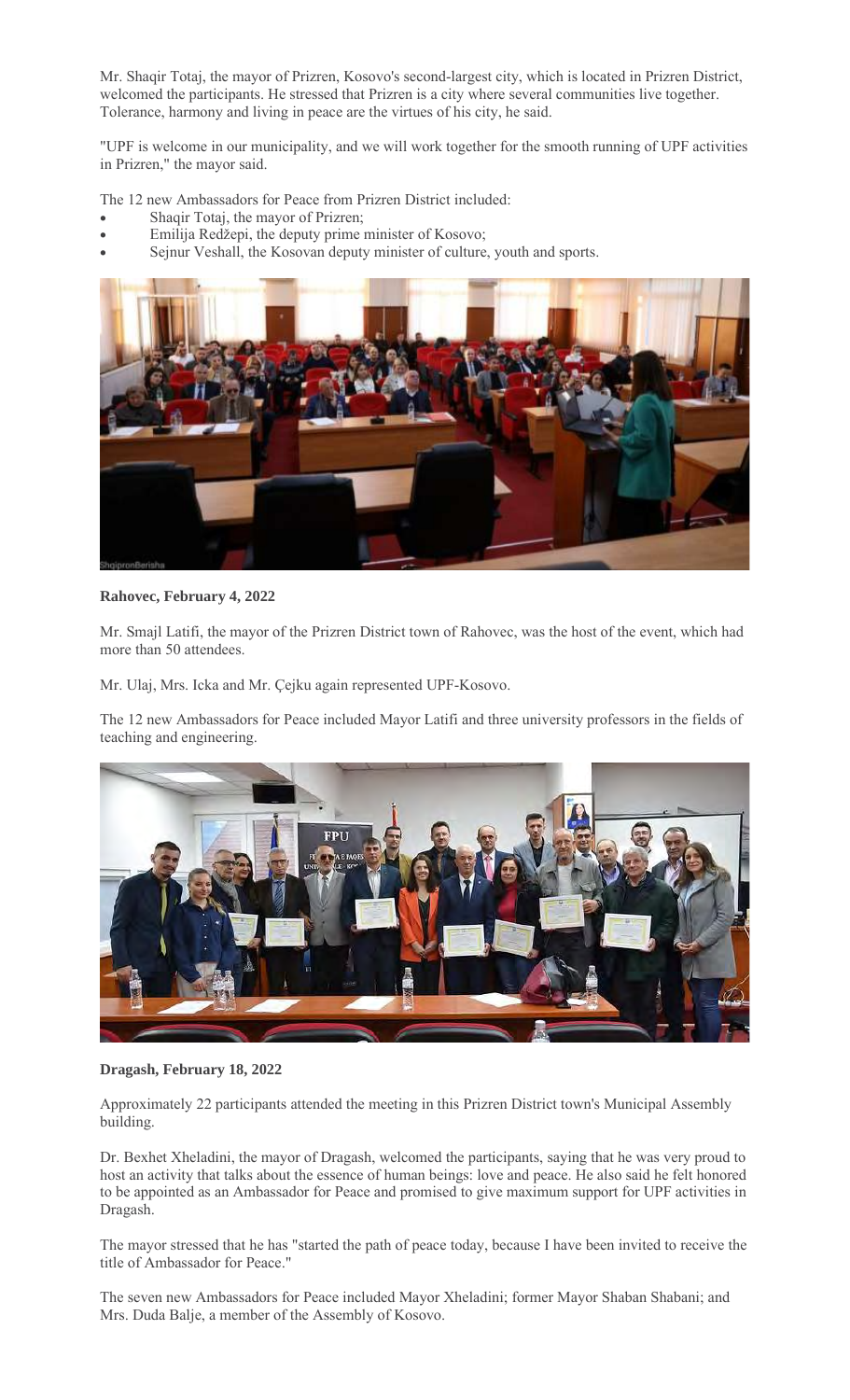Mr. Shaqir Totaj, the mayor of Prizren, Kosovo's second-largest city, which is located in Prizren District, welcomed the participants. He stressed that Prizren is a city where several communities live together. Tolerance, harmony and living in peace are the virtues of his city, he said.

"UPF is welcome in our municipality, and we will work together for the smooth running of UPF activities in Prizren," the mayor said.

The 12 new Ambassadors for Peace from Prizren District included:

- Shaqir Totaj, the mayor of Prizren;
- Emilija Redžepi, the deputy prime minister of Kosovo;
- Sejnur Veshall, the Kosovan deputy minister of culture, youth and sports.

**Rahovec, February 4, 2022**

Mr. Smajl Latifi, the mayor of the Prizren District town of Rahovec, was the host of the event, which had more than 50 attendees.

Mr. Ulaj, Mrs. Icka and Mr. Çejku again represented UPF-Kosovo.

The 12 new Ambassadors for Peace included Mayor Latifi and three university professors in the fields of teaching and engineering.

**Dragash, February 18, 2022**

Approximately 22 participants attended the meeting in this Prizren District town's Municipal Assembly building.

Dr. Bexhet Xheladini, the mayor of Dragash, welcomed the participants, saying that he was very proud to host an activity that talks about the essence of human beings: love and peace. He also said he felt honored to be appointed as an Ambassador for Peace and promised to give maximum support for UPF activities in Dragash.

The mayor stressed that he has "started the path of peace today, because I have been invited to receive the title of Ambassador for Peace."

The seven new Ambassadors for Peace included Mayor Xheladini; former Mayor Shaban Shabani; and Mrs. Duda Balje, a member of the Assembly of Kosovo.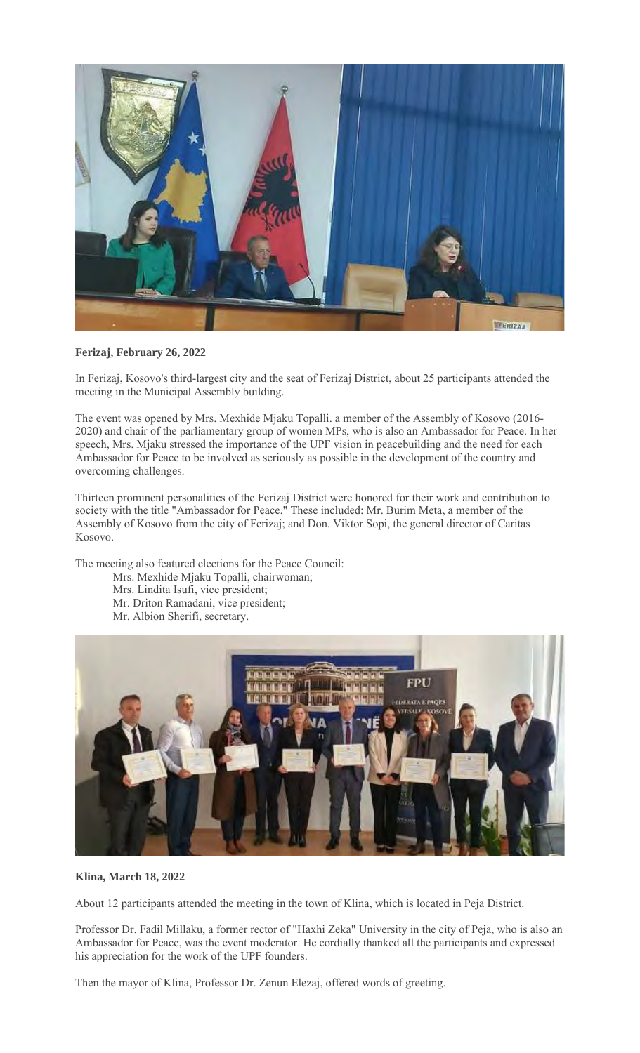**Ferizaj, February 26, 2022**

In Ferizaj, Kosovo's third-largest city and the seat of Ferizaj District, about 25 participants attended the meeting in the Municipal Assembly building.

The event was opened by Mrs. Mexhide Mjaku Topalli. a member of the Assembly of Kosovo (2016-2020) and chair of the parliamentary group of women MPs, who is also an Ambassador for Peace. In her speech, Mrs. Mjaku stressed the importance of the UPF vision in peacebuilding and the need for each Ambassador for Peace to be involved as seriously as possible in the development of the country and overcoming challenges.

Thirteen prominent personalities of the Ferizaj District were honored for their work and contribution to society with the title "Ambassador for Peace." These included: Mr. Burim Meta, a member of the Assembly of Kosovo from the city of Ferizaj; and Don. Viktor Sopi, the general director of Caritas Kosovo.

The meeting also featured elections for the Peace Council:

- Mrs. Mexhide Mjaku Topalli, chairwoman;
- Mrs. Lindita Isufi, vice president;
- Mr. Driton Ramadani, vice president;
- Mr. Albion Sherifi, secretary.

**Klina, March 18, 2022**

About 12 participants attended the meeting in the town of Klina, which is located in Peja District.

Professor Dr. Fadil Millaku, a former rector of "Haxhi Zeka" University in the city of Peja, who is also an Ambassador for Peace, was the event moderator. He cordially thanked all the participants and expressed his appreciation for the work of the UPF founders.

Then the mayor of Klina, Professor Dr. Zenun Elezaj, offered words of greeting.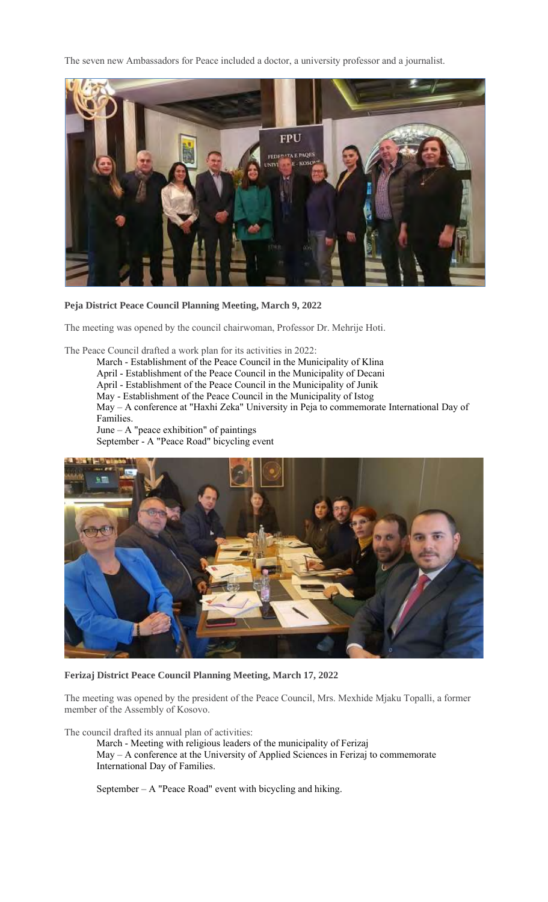The seven new Ambassadors for Peace included a doctor, a university professor and a journalist.

**Peja District Peace Council Planning Meeting, March 9, 2022**

The meeting was opened by the council chairwoman, Professor Dr. Mehrije Hoti.

The Peace Council drafted a work plan for its activities in 2022:

- March - Establishment of the Peace Council in the Municipality of Klina
- April - Establishment of the Peace Council in the Municipality of Decani
- April - Establishment of the Peace Council in the Municipality of Junik
- May - Establishment of the Peace Council in the Municipality of Istog
- May – A conference at "Haxhi Zeka" University in Peja to commemorate International Day of Families.
- June – A "peace exhibition" of paintings
- September - A "Peace Road" bicycling event

**Ferizaj District Peace Council Planning Meeting, March 17, 2022**

The meeting was opened by the president of the Peace Council, Mrs. Mexhide Mjaku Topalli, a former member of the Assembly of Kosovo.

The council drafted its annual plan of activities:

- March - Meeting with religious leaders of the municipality of Ferizaj
- May – A conference at the University of Applied Sciences in Ferizaj to commemorate International Day of Families.
- September – A "Peace Road" event with bicycling and hiking.